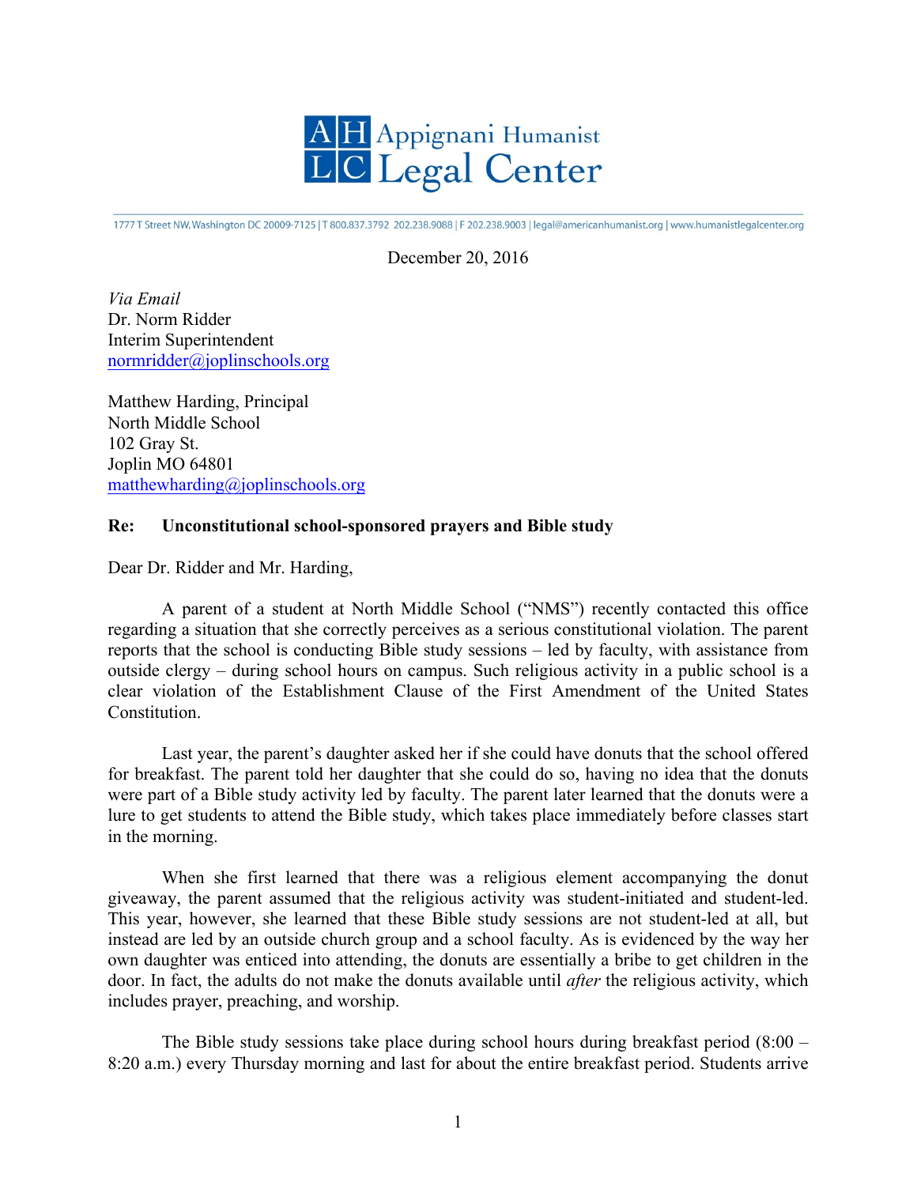# Appignani Humanist Legal Center

1777 T Street NW, Washington DC 20009-7125 | T 800.837.3792 202.238.9088 | F 202.238.9003 | legal@americanhumanist.org | www.humanistlegalcenter.org

December 20, 2016

*Via Email*
Dr. Norm Ridder
Interim Superintendent
normridder@joplinschools.org

Matthew Harding, Principal
North Middle School
102 Gray St.
Joplin MO 64801
matthewharding@joplinschools.org

**Re: Unconstitutional school-sponsored prayers and Bible study**

Dear Dr. Ridder and Mr. Harding,

A parent of a student at North Middle School ("NMS") recently contacted this office regarding a situation that she correctly perceives as a serious constitutional violation. The parent reports that the school is conducting Bible study sessions – led by faculty, with assistance from outside clergy – during school hours on campus. Such religious activity in a public school is a clear violation of the Establishment Clause of the First Amendment of the United States Constitution.

Last year, the parent's daughter asked her if she could have donuts that the school offered for breakfast. The parent told her daughter that she could do so, having no idea that the donuts were part of a Bible study activity led by faculty. The parent later learned that the donuts were a lure to get students to attend the Bible study, which takes place immediately before classes start in the morning.

When she first learned that there was a religious element accompanying the donut giveaway, the parent assumed that the religious activity was student-initiated and student-led. This year, however, she learned that these Bible study sessions are not student-led at all, but instead are led by an outside church group and a school faculty. As is evidenced by the way her own daughter was enticed into attending, the donuts are essentially a bribe to get children in the door. In fact, the adults do not make the donuts available until *after* the religious activity, which includes prayer, preaching, and worship.

The Bible study sessions take place during school hours during breakfast period (8:00 – 8:20 a.m.) every Thursday morning and last for about the entire breakfast period. Students arrive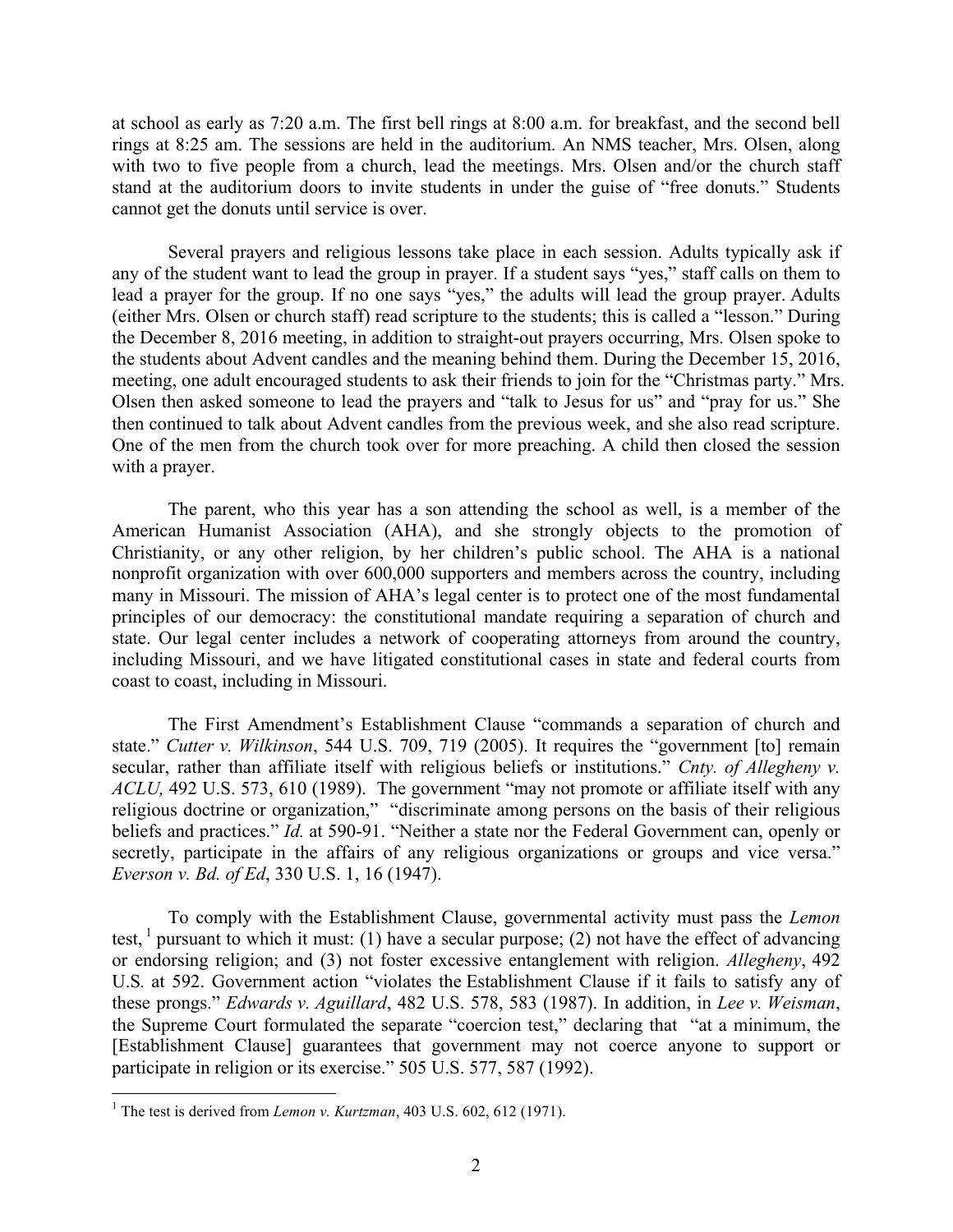at school as early as 7:20 a.m. The first bell rings at 8:00 a.m. for breakfast, and the second bell rings at 8:25 am. The sessions are held in the auditorium. An NMS teacher, Mrs. Olsen, along with two to five people from a church, lead the meetings. Mrs. Olsen and/or the church staff stand at the auditorium doors to invite students in under the guise of "free donuts." Students cannot get the donuts until service is over.

Several prayers and religious lessons take place in each session. Adults typically ask if any of the student want to lead the group in prayer. If a student says "yes," staff calls on them to lead a prayer for the group. If no one says "yes," the adults will lead the group prayer. Adults (either Mrs. Olsen or church staff) read scripture to the students; this is called a "lesson." During the December 8, 2016 meeting, in addition to straight-out prayers occurring, Mrs. Olsen spoke to the students about Advent candles and the meaning behind them. During the December 15, 2016, meeting, one adult encouraged students to ask their friends to join for the "Christmas party." Mrs. Olsen then asked someone to lead the prayers and "talk to Jesus for us" and "pray for us." She then continued to talk about Advent candles from the previous week, and she also read scripture. One of the men from the church took over for more preaching. A child then closed the session with a prayer.

The parent, who this year has a son attending the school as well, is a member of the American Humanist Association (AHA), and she strongly objects to the promotion of Christianity, or any other religion, by her children's public school. The AHA is a national nonprofit organization with over 600,000 supporters and members across the country, including many in Missouri. The mission of AHA's legal center is to protect one of the most fundamental principles of our democracy: the constitutional mandate requiring a separation of church and state. Our legal center includes a network of cooperating attorneys from around the country, including Missouri, and we have litigated constitutional cases in state and federal courts from coast to coast, including in Missouri.

The First Amendment's Establishment Clause "commands a separation of church and state." *Cutter v. Wilkinson*, 544 U.S. 709, 719 (2005). It requires the "government [to] remain secular, rather than affiliate itself with religious beliefs or institutions." *Cnty. of Allegheny v. ACLU,* 492 U.S. 573, 610 (1989). The government "may not promote or affiliate itself with any religious doctrine or organization," "discriminate among persons on the basis of their religious beliefs and practices." *Id.* at 590-91. "Neither a state nor the Federal Government can, openly or secretly, participate in the affairs of any religious organizations or groups and vice versa." *Everson v. Bd. of Ed*, 330 U.S. 1, 16 (1947).

To comply with the Establishment Clause, governmental activity must pass the *Lemon* test,[1] pursuant to which it must: (1) have a secular purpose; (2) not have the effect of advancing or endorsing religion; and (3) not foster excessive entanglement with religion. *Allegheny*, 492 U.S. at 592. Government action "violates the Establishment Clause if it fails to satisfy any of these prongs." *Edwards v. Aguillard*, 482 U.S. 578, 583 (1987). In addition, in *Lee v. Weisman*, the Supreme Court formulated the separate "coercion test," declaring that "at a minimum, the [Establishment Clause] guarantees that government may not coerce anyone to support or participate in religion or its exercise." 505 U.S. 577, 587 (1992).

---

[1] The test is derived from *Lemon v. Kurtzman*, 403 U.S. 602, 612 (1971).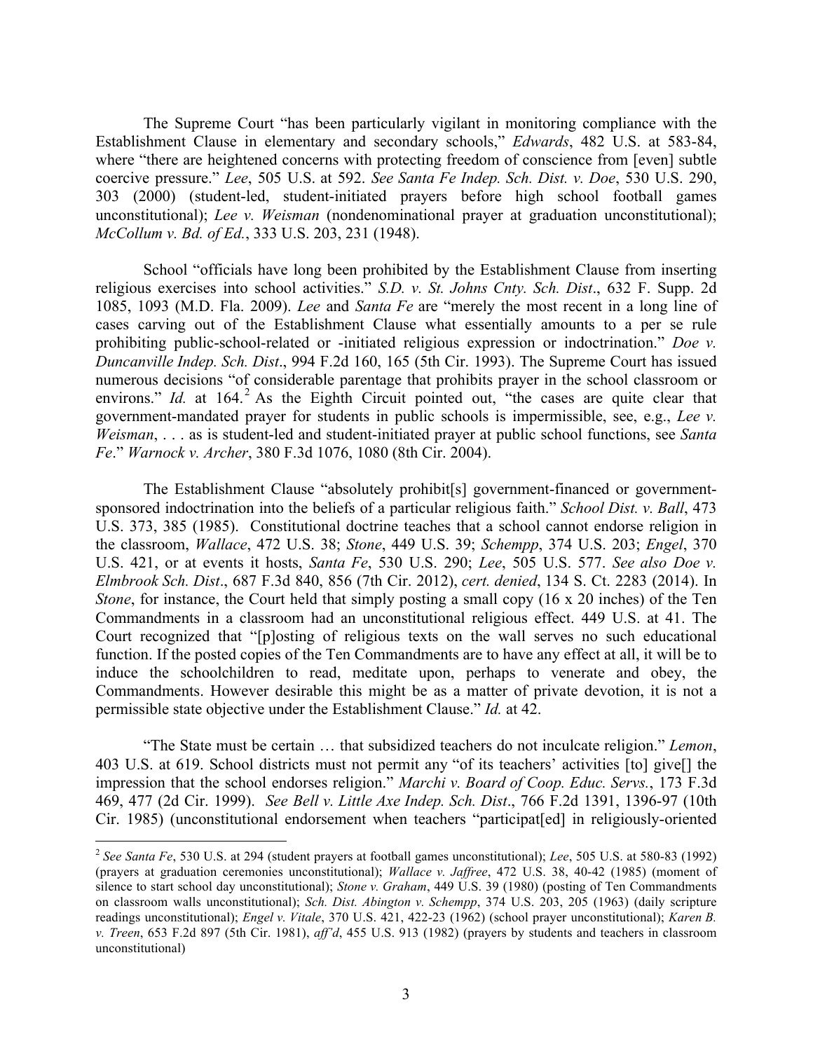The Supreme Court "has been particularly vigilant in monitoring compliance with the Establishment Clause in elementary and secondary schools," *Edwards*, 482 U.S. at 583-84, where "there are heightened concerns with protecting freedom of conscience from [even] subtle coercive pressure." *Lee*, 505 U.S. at 592. *See Santa Fe Indep. Sch. Dist. v. Doe*, 530 U.S. 290, 303 (2000) (student-led, student-initiated prayers before high school football games unconstitutional); *Lee v. Weisman* (nondenominational prayer at graduation unconstitutional); *McCollum v. Bd. of Ed.*, 333 U.S. 203, 231 (1948).

School "officials have long been prohibited by the Establishment Clause from inserting religious exercises into school activities." *S.D. v. St. Johns Cnty. Sch. Dist*., 632 F. Supp. 2d 1085, 1093 (M.D. Fla. 2009). *Lee* and *Santa Fe* are "merely the most recent in a long line of cases carving out of the Establishment Clause what essentially amounts to a per se rule prohibiting public-school-related or -initiated religious expression or indoctrination." *Doe v. Duncanville Indep. Sch. Dist*., 994 F.2d 160, 165 (5th Cir. 1993). The Supreme Court has issued numerous decisions "of considerable parentage that prohibits prayer in the school classroom or environs." *Id.* at 164.[2] As the Eighth Circuit pointed out, "the cases are quite clear that government-mandated prayer for students in public schools is impermissible, see, e.g., *Lee v. Weisman*, . . . as is student-led and student-initiated prayer at public school functions, see *Santa Fe*." *Warnock v. Archer*, 380 F.3d 1076, 1080 (8th Cir. 2004).

The Establishment Clause "absolutely prohibit[s] government-financed or government-sponsored indoctrination into the beliefs of a particular religious faith." *School Dist. v. Ball*, 473 U.S. 373, 385 (1985). Constitutional doctrine teaches that a school cannot endorse religion in the classroom, *Wallace*, 472 U.S. 38; *Stone*, 449 U.S. 39; *Schempp*, 374 U.S. 203; *Engel*, 370 U.S. 421, or at events it hosts, *Santa Fe*, 530 U.S. 290; *Lee*, 505 U.S. 577. *See also Doe v. Elmbrook Sch. Dist*., 687 F.3d 840, 856 (7th Cir. 2012), *cert. denied*, 134 S. Ct. 2283 (2014). In *Stone*, for instance, the Court held that simply posting a small copy (16 x 20 inches) of the Ten Commandments in a classroom had an unconstitutional religious effect. 449 U.S. at 41. The Court recognized that "[p]osting of religious texts on the wall serves no such educational function. If the posted copies of the Ten Commandments are to have any effect at all, it will be to induce the schoolchildren to read, meditate upon, perhaps to venerate and obey, the Commandments. However desirable this might be as a matter of private devotion, it is not a permissible state objective under the Establishment Clause." *Id.* at 42.

"The State must be certain … that subsidized teachers do not inculcate religion." *Lemon*, 403 U.S. at 619. School districts must not permit any "of its teachers' activities [to] give[] the impression that the school endorses religion." *Marchi v. Board of Coop. Educ. Servs.*, 173 F.3d 469, 477 (2d Cir. 1999). *See Bell v. Little Axe Indep. Sch. Dist*., 766 F.2d 1391, 1396-97 (10th Cir. 1985) (unconstitutional endorsement when teachers "participat[ed] in religiously-oriented

---

[2] *See Santa Fe*, 530 U.S. at 294 (student prayers at football games unconstitutional); *Lee*, 505 U.S. at 580-83 (1992) (prayers at graduation ceremonies unconstitutional); *Wallace v. Jaffree*, 472 U.S. 38, 40-42 (1985) (moment of silence to start school day unconstitutional); *Stone v. Graham*, 449 U.S. 39 (1980) (posting of Ten Commandments on classroom walls unconstitutional); *Sch. Dist. Abington v. Schempp*, 374 U.S. 203, 205 (1963) (daily scripture readings unconstitutional); *Engel v. Vitale*, 370 U.S. 421, 422-23 (1962) (school prayer unconstitutional); *Karen B. v. Treen*, 653 F.2d 897 (5th Cir. 1981), *aff'd*, 455 U.S. 913 (1982) (prayers by students and teachers in classroom unconstitutional)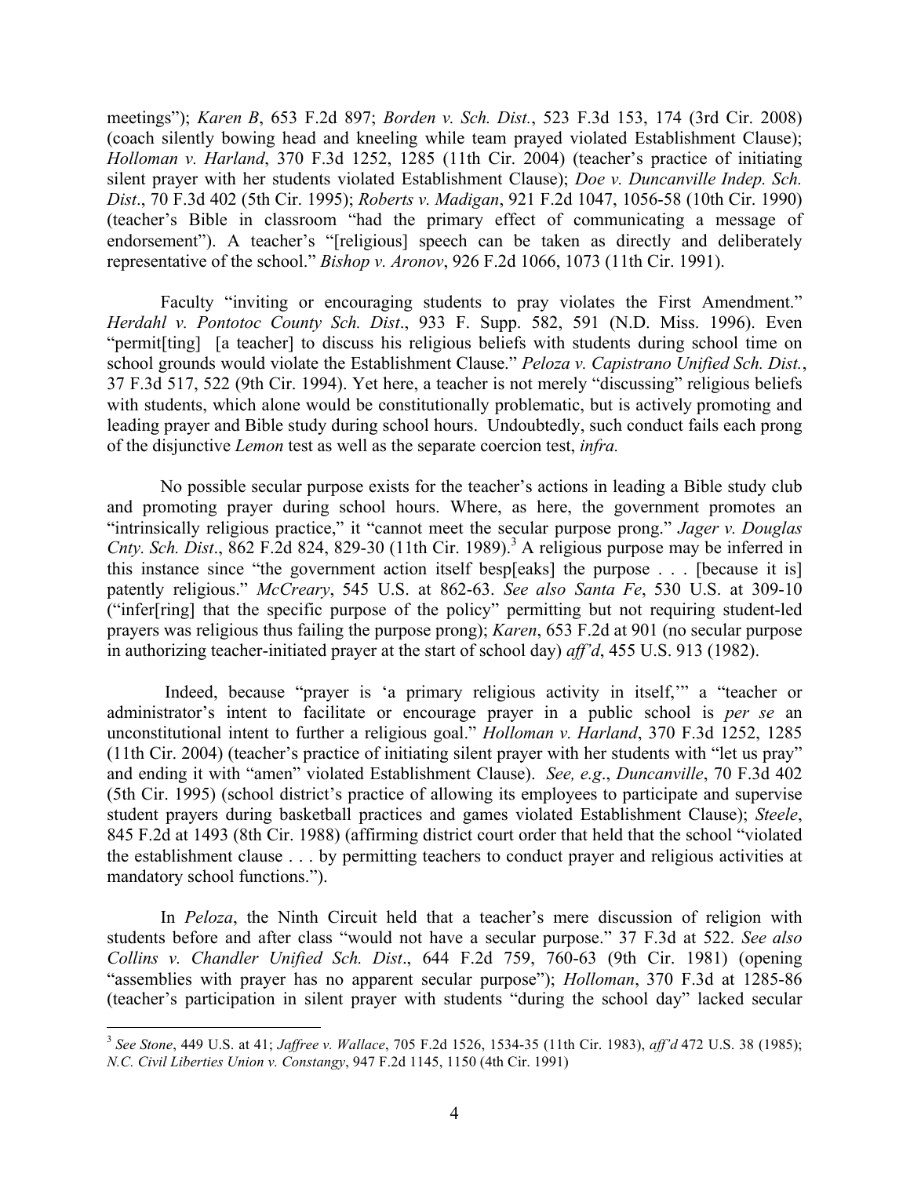meetings"); *Karen B*, 653 F.2d 897; *Borden v. Sch. Dist.*, 523 F.3d 153, 174 (3rd Cir. 2008) (coach silently bowing head and kneeling while team prayed violated Establishment Clause); *Holloman v. Harland*, 370 F.3d 1252, 1285 (11th Cir. 2004) (teacher's practice of initiating silent prayer with her students violated Establishment Clause); *Doe v. Duncanville Indep. Sch. Dist*., 70 F.3d 402 (5th Cir. 1995); *Roberts v. Madigan*, 921 F.2d 1047, 1056-58 (10th Cir. 1990) (teacher's Bible in classroom "had the primary effect of communicating a message of endorsement"). A teacher's "[religious] speech can be taken as directly and deliberately representative of the school." *Bishop v. Aronov*, 926 F.2d 1066, 1073 (11th Cir. 1991).

Faculty "inviting or encouraging students to pray violates the First Amendment." *Herdahl v. Pontotoc County Sch. Dist*., 933 F. Supp. 582, 591 (N.D. Miss. 1996). Even "permit[ting] [a teacher] to discuss his religious beliefs with students during school time on school grounds would violate the Establishment Clause." *Peloza v. Capistrano Unified Sch. Dist.*, 37 F.3d 517, 522 (9th Cir. 1994). Yet here, a teacher is not merely "discussing" religious beliefs with students, which alone would be constitutionally problematic, but is actively promoting and leading prayer and Bible study during school hours. Undoubtedly, such conduct fails each prong of the disjunctive *Lemon* test as well as the separate coercion test, *infra.*

No possible secular purpose exists for the teacher's actions in leading a Bible study club and promoting prayer during school hours. Where, as here, the government promotes an "intrinsically religious practice," it "cannot meet the secular purpose prong." *Jager v. Douglas Cnty. Sch. Dist*., 862 F.2d 824, 829-30 (11th Cir. 1989).[3] A religious purpose may be inferred in this instance since "the government action itself besp[eaks] the purpose . . . [because it is] patently religious." *McCreary*, 545 U.S. at 862-63. *See also Santa Fe*, 530 U.S. at 309-10 ("infer[ring] that the specific purpose of the policy" permitting but not requiring student-led prayers was religious thus failing the purpose prong); *Karen*, 653 F.2d at 901 (no secular purpose in authorizing teacher-initiated prayer at the start of school day) *aff'd*, 455 U.S. 913 (1982).

Indeed, because "prayer is 'a primary religious activity in itself,'" a "teacher or administrator's intent to facilitate or encourage prayer in a public school is *per se* an unconstitutional intent to further a religious goal." *Holloman v. Harland*, 370 F.3d 1252, 1285 (11th Cir. 2004) (teacher's practice of initiating silent prayer with her students with "let us pray" and ending it with "amen" violated Establishment Clause). *See, e.g*., *Duncanville*, 70 F.3d 402 (5th Cir. 1995) (school district's practice of allowing its employees to participate and supervise student prayers during basketball practices and games violated Establishment Clause); *Steele*, 845 F.2d at 1493 (8th Cir. 1988) (affirming district court order that held that the school "violated the establishment clause . . . by permitting teachers to conduct prayer and religious activities at mandatory school functions.").

In *Peloza*, the Ninth Circuit held that a teacher's mere discussion of religion with students before and after class "would not have a secular purpose." 37 F.3d at 522. *See also Collins v. Chandler Unified Sch. Dist*., 644 F.2d 759, 760-63 (9th Cir. 1981) (opening "assemblies with prayer has no apparent secular purpose"); *Holloman*, 370 F.3d at 1285-86 (teacher's participation in silent prayer with students "during the school day" lacked secular

---

[3] *See Stone*, 449 U.S. at 41; *Jaffree v. Wallace*, 705 F.2d 1526, 1534-35 (11th Cir. 1983), *aff'd* 472 U.S. 38 (1985); *N.C. Civil Liberties Union v. Constangy*, 947 F.2d 1145, 1150 (4th Cir. 1991)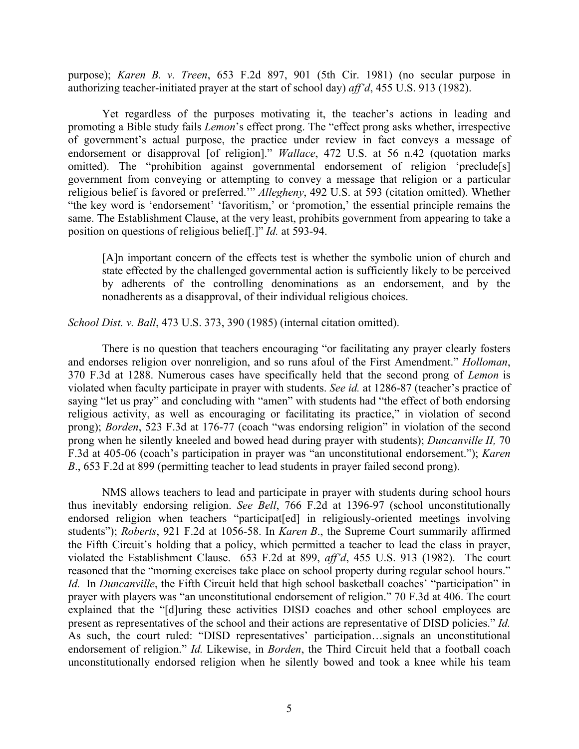purpose); *Karen B. v. Treen*, 653 F.2d 897, 901 (5th Cir. 1981) (no secular purpose in authorizing teacher-initiated prayer at the start of school day) *aff'd*, 455 U.S. 913 (1982).

Yet regardless of the purposes motivating it, the teacher's actions in leading and promoting a Bible study fails *Lemon*'s effect prong. The "effect prong asks whether, irrespective of government's actual purpose, the practice under review in fact conveys a message of endorsement or disapproval [of religion]." *Wallace*, 472 U.S. at 56 n.42 (quotation marks omitted). The "prohibition against governmental endorsement of religion 'preclude[s] government from conveying or attempting to convey a message that religion or a particular religious belief is favored or preferred.'" *Allegheny*, 492 U.S. at 593 (citation omitted). Whether "the key word is 'endorsement' 'favoritism,' or 'promotion,' the essential principle remains the same. The Establishment Clause, at the very least, prohibits government from appearing to take a position on questions of religious belief[.]" *Id.* at 593-94.

> [A]n important concern of the effects test is whether the symbolic union of church and state effected by the challenged governmental action is sufficiently likely to be perceived by adherents of the controlling denominations as an endorsement, and by the nonadherents as a disapproval, of their individual religious choices.

*School Dist. v. Ball*, 473 U.S. 373, 390 (1985) (internal citation omitted).

There is no question that teachers encouraging "or facilitating any prayer clearly fosters and endorses religion over nonreligion, and so runs afoul of the First Amendment." *Holloman*, 370 F.3d at 1288. Numerous cases have specifically held that the second prong of *Lemon* is violated when faculty participate in prayer with students. *See id.* at 1286-87 (teacher's practice of saying "let us pray" and concluding with "amen" with students had "the effect of both endorsing religious activity, as well as encouraging or facilitating its practice," in violation of second prong); *Borden*, 523 F.3d at 176-77 (coach "was endorsing religion" in violation of the second prong when he silently kneeled and bowed head during prayer with students); *Duncanville II,* 70 F.3d at 405-06 (coach's participation in prayer was "an unconstitutional endorsement."); *Karen B*., 653 F.2d at 899 (permitting teacher to lead students in prayer failed second prong).

NMS allows teachers to lead and participate in prayer with students during school hours thus inevitably endorsing religion. *See Bell*, 766 F.2d at 1396-97 (school unconstitutionally endorsed religion when teachers "participat[ed] in religiously-oriented meetings involving students"); *Roberts*, 921 F.2d at 1056-58. In *Karen B*., the Supreme Court summarily affirmed the Fifth Circuit's holding that a policy, which permitted a teacher to lead the class in prayer, violated the Establishment Clause. 653 F.2d at 899, *aff'd*, 455 U.S. 913 (1982). The court reasoned that the "morning exercises take place on school property during regular school hours." *Id.* In *Duncanville*, the Fifth Circuit held that high school basketball coaches' "participation" in prayer with players was "an unconstitutional endorsement of religion." 70 F.3d at 406. The court explained that the "[d]uring these activities DISD coaches and other school employees are present as representatives of the school and their actions are representative of DISD policies." *Id.* As such, the court ruled: "DISD representatives' participation…signals an unconstitutional endorsement of religion." *Id.* Likewise, in *Borden*, the Third Circuit held that a football coach unconstitutionally endorsed religion when he silently bowed and took a knee while his team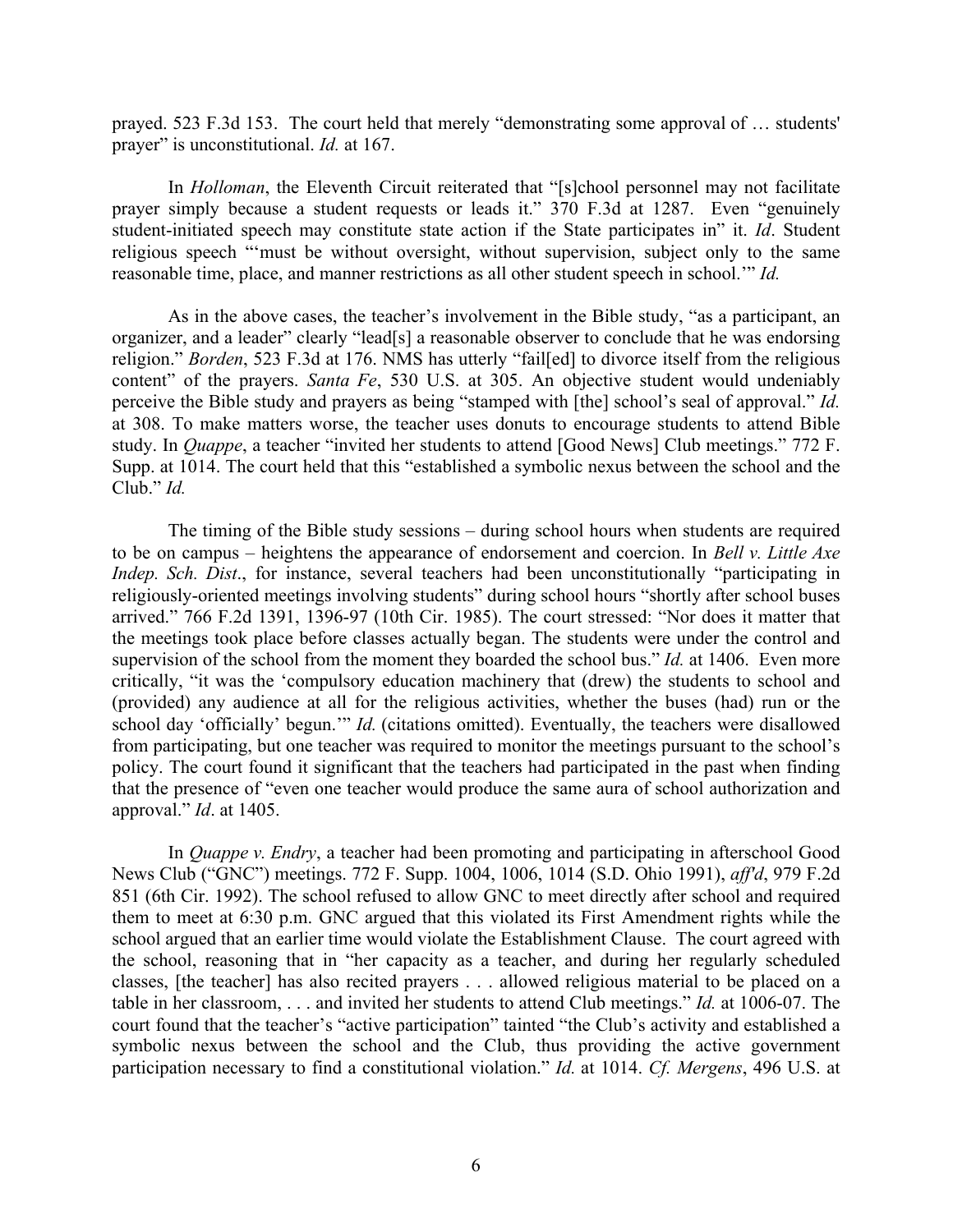prayed. 523 F.3d 153. The court held that merely "demonstrating some approval of … students' prayer" is unconstitutional. *Id.* at 167.

In *Holloman*, the Eleventh Circuit reiterated that "[s]chool personnel may not facilitate prayer simply because a student requests or leads it." 370 F.3d at 1287. Even "genuinely student-initiated speech may constitute state action if the State participates in" it. *Id*. Student religious speech "'must be without oversight, without supervision, subject only to the same reasonable time, place, and manner restrictions as all other student speech in school.'" *Id.*

As in the above cases, the teacher's involvement in the Bible study, "as a participant, an organizer, and a leader" clearly "lead[s] a reasonable observer to conclude that he was endorsing religion." *Borden*, 523 F.3d at 176. NMS has utterly "fail[ed] to divorce itself from the religious content" of the prayers. *Santa Fe*, 530 U.S. at 305. An objective student would undeniably perceive the Bible study and prayers as being "stamped with [the] school's seal of approval." *Id.* at 308. To make matters worse, the teacher uses donuts to encourage students to attend Bible study. In *Quappe*, a teacher "invited her students to attend [Good News] Club meetings." 772 F. Supp. at 1014. The court held that this "established a symbolic nexus between the school and the Club." *Id.*

The timing of the Bible study sessions – during school hours when students are required to be on campus – heightens the appearance of endorsement and coercion. In *Bell v. Little Axe Indep. Sch. Dist*., for instance, several teachers had been unconstitutionally "participating in religiously-oriented meetings involving students" during school hours "shortly after school buses arrived." 766 F.2d 1391, 1396-97 (10th Cir. 1985). The court stressed: "Nor does it matter that the meetings took place before classes actually began. The students were under the control and supervision of the school from the moment they boarded the school bus." *Id.* at 1406. Even more critically, "it was the 'compulsory education machinery that (drew) the students to school and (provided) any audience at all for the religious activities, whether the buses (had) run or the school day 'officially' begun.'" *Id.* (citations omitted). Eventually, the teachers were disallowed from participating, but one teacher was required to monitor the meetings pursuant to the school's policy. The court found it significant that the teachers had participated in the past when finding that the presence of "even one teacher would produce the same aura of school authorization and approval." *Id*. at 1405.

In *Quappe v. Endry*, a teacher had been promoting and participating in afterschool Good News Club ("GNC") meetings. 772 F. Supp. 1004, 1006, 1014 (S.D. Ohio 1991), *aff'd*, 979 F.2d 851 (6th Cir. 1992). The school refused to allow GNC to meet directly after school and required them to meet at 6:30 p.m. GNC argued that this violated its First Amendment rights while the school argued that an earlier time would violate the Establishment Clause. The court agreed with the school, reasoning that in "her capacity as a teacher, and during her regularly scheduled classes, [the teacher] has also recited prayers . . . allowed religious material to be placed on a table in her classroom, . . . and invited her students to attend Club meetings." *Id.* at 1006-07. The court found that the teacher's "active participation" tainted "the Club's activity and established a symbolic nexus between the school and the Club, thus providing the active government participation necessary to find a constitutional violation." *Id.* at 1014. *Cf. Mergens*, 496 U.S. at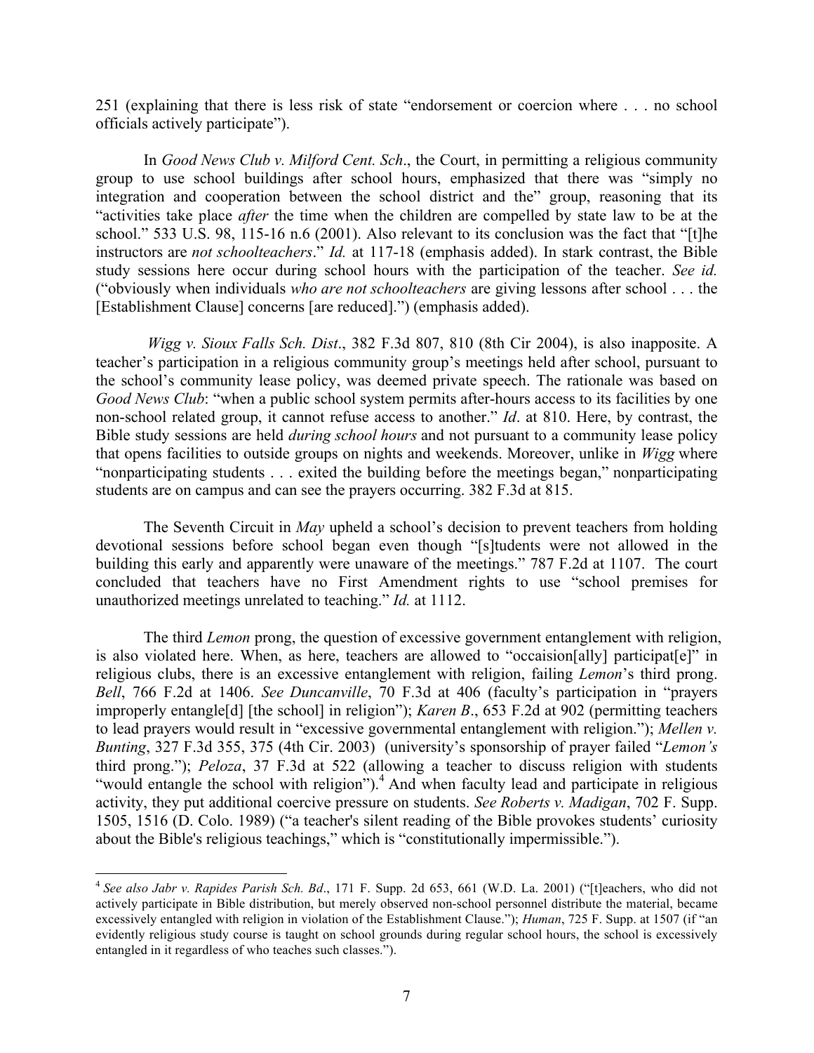251 (explaining that there is less risk of state "endorsement or coercion where . . . no school officials actively participate").

In *Good News Club v. Milford Cent. Sch*., the Court, in permitting a religious community group to use school buildings after school hours, emphasized that there was "simply no integration and cooperation between the school district and the" group, reasoning that its "activities take place *after* the time when the children are compelled by state law to be at the school." 533 U.S. 98, 115-16 n.6 (2001). Also relevant to its conclusion was the fact that "[t]he instructors are *not schoolteachers*." *Id.* at 117-18 (emphasis added). In stark contrast, the Bible study sessions here occur during school hours with the participation of the teacher. *See id.* ("obviously when individuals *who are not schoolteachers* are giving lessons after school . . . the [Establishment Clause] concerns [are reduced].") (emphasis added).

*Wigg v. Sioux Falls Sch. Dist*., 382 F.3d 807, 810 (8th Cir 2004), is also inapposite. A teacher's participation in a religious community group's meetings held after school, pursuant to the school's community lease policy, was deemed private speech. The rationale was based on *Good News Club*: "when a public school system permits after-hours access to its facilities by one non-school related group, it cannot refuse access to another." *Id*. at 810. Here, by contrast, the Bible study sessions are held *during school hours* and not pursuant to a community lease policy that opens facilities to outside groups on nights and weekends. Moreover, unlike in *Wigg* where "nonparticipating students . . . exited the building before the meetings began," nonparticipating students are on campus and can see the prayers occurring. 382 F.3d at 815.

The Seventh Circuit in *May* upheld a school's decision to prevent teachers from holding devotional sessions before school began even though "[s]tudents were not allowed in the building this early and apparently were unaware of the meetings." 787 F.2d at 1107. The court concluded that teachers have no First Amendment rights to use "school premises for unauthorized meetings unrelated to teaching." *Id.* at 1112.

The third *Lemon* prong, the question of excessive government entanglement with religion, is also violated here. When, as here, teachers are allowed to "occaision[ally] participat[e]" in religious clubs, there is an excessive entanglement with religion, failing *Lemon*'s third prong. *Bell*, 766 F.2d at 1406. *See Duncanville*, 70 F.3d at 406 (faculty's participation in "prayers improperly entangle[d] [the school] in religion"); *Karen B*., 653 F.2d at 902 (permitting teachers to lead prayers would result in "excessive governmental entanglement with religion."); *Mellen v. Bunting*, 327 F.3d 355, 375 (4th Cir. 2003) (university's sponsorship of prayer failed "*Lemon's* third prong."); *Peloza*, 37 F.3d at 522 (allowing a teacher to discuss religion with students "would entangle the school with religion").[4] And when faculty lead and participate in religious activity, they put additional coercive pressure on students. *See Roberts v. Madigan*, 702 F. Supp. 1505, 1516 (D. Colo. 1989) ("a teacher's silent reading of the Bible provokes students' curiosity about the Bible's religious teachings," which is "constitutionally impermissible.").

---

[4] *See also Jabr v. Rapides Parish Sch. Bd*., 171 F. Supp. 2d 653, 661 (W.D. La. 2001) ("[t]eachers, who did not actively participate in Bible distribution, but merely observed non-school personnel distribute the material, became excessively entangled with religion in violation of the Establishment Clause."); *Human*, 725 F. Supp. at 1507 (if "an evidently religious study course is taught on school grounds during regular school hours, the school is excessively entangled in it regardless of who teaches such classes.").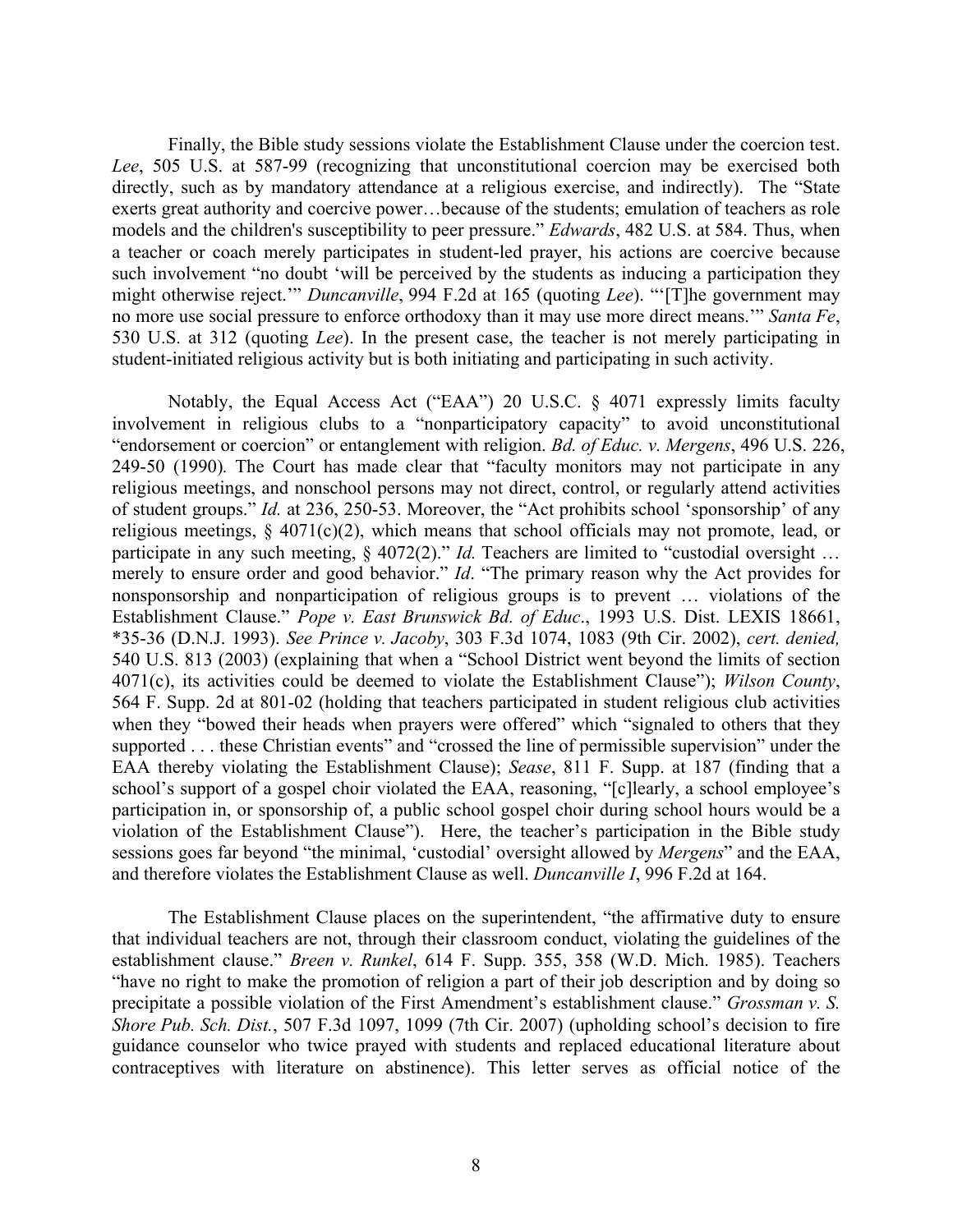Finally, the Bible study sessions violate the Establishment Clause under the coercion test. *Lee*, 505 U.S. at 587-99 (recognizing that unconstitutional coercion may be exercised both directly, such as by mandatory attendance at a religious exercise, and indirectly). The "State exerts great authority and coercive power…because of the students; emulation of teachers as role models and the children's susceptibility to peer pressure." *Edwards*, 482 U.S. at 584. Thus, when a teacher or coach merely participates in student-led prayer, his actions are coercive because such involvement "no doubt 'will be perceived by the students as inducing a participation they might otherwise reject.'" *Duncanville*, 994 F.2d at 165 (quoting *Lee*). "'[T]he government may no more use social pressure to enforce orthodoxy than it may use more direct means.'" *Santa Fe*, 530 U.S. at 312 (quoting *Lee*). In the present case, the teacher is not merely participating in student-initiated religious activity but is both initiating and participating in such activity.

Notably, the Equal Access Act ("EAA") 20 U.S.C. § 4071 expressly limits faculty involvement in religious clubs to a "nonparticipatory capacity" to avoid unconstitutional "endorsement or coercion" or entanglement with religion. *Bd. of Educ. v. Mergens*, 496 U.S. 226, 249-50 (1990). The Court has made clear that "faculty monitors may not participate in any religious meetings, and nonschool persons may not direct, control, or regularly attend activities of student groups." *Id.* at 236, 250-53. Moreover, the "Act prohibits school 'sponsorship' of any religious meetings, § 4071(c)(2), which means that school officials may not promote, lead, or participate in any such meeting, § 4072(2)." *Id.* Teachers are limited to "custodial oversight … merely to ensure order and good behavior." *Id*. "The primary reason why the Act provides for nonsponsorship and nonparticipation of religious groups is to prevent … violations of the Establishment Clause." *Pope v. East Brunswick Bd. of Educ*., 1993 U.S. Dist. LEXIS 18661, *35-36 (D.N.J. 1993). *See Prince v. Jacoby*, 303 F.3d 1074, 1083 (9th Cir. 2002), *cert. denied,* 540 U.S. 813 (2003) (explaining that when a "School District went beyond the limits of section 4071(c), its activities could be deemed to violate the Establishment Clause"); *Wilson County*, 564 F. Supp. 2d at 801-02 (holding that teachers participated in student religious club activities when they "bowed their heads when prayers were offered" which "signaled to others that they supported . . . these Christian events" and "crossed the line of permissible supervision" under the EAA thereby violating the Establishment Clause); *Sease*, 811 F. Supp. at 187 (finding that a school's support of a gospel choir violated the EAA, reasoning, "[c]learly, a school employee's participation in, or sponsorship of, a public school gospel choir during school hours would be a violation of the Establishment Clause"). Here, the teacher's participation in the Bible study sessions goes far beyond "the minimal, 'custodial' oversight allowed by *Mergens*" and the EAA, and therefore violates the Establishment Clause as well. *Duncanville I*, 996 F.2d at 164.

The Establishment Clause places on the superintendent, "the affirmative duty to ensure that individual teachers are not, through their classroom conduct, violating the guidelines of the establishment clause." *Breen v. Runkel*, 614 F. Supp. 355, 358 (W.D. Mich. 1985). Teachers "have no right to make the promotion of religion a part of their job description and by doing so precipitate a possible violation of the First Amendment's establishment clause." *Grossman v. S. Shore Pub. Sch. Dist.*, 507 F.3d 1097, 1099 (7th Cir. 2007) (upholding school's decision to fire guidance counselor who twice prayed with students and replaced educational literature about contraceptives with literature on abstinence). This letter serves as official notice of the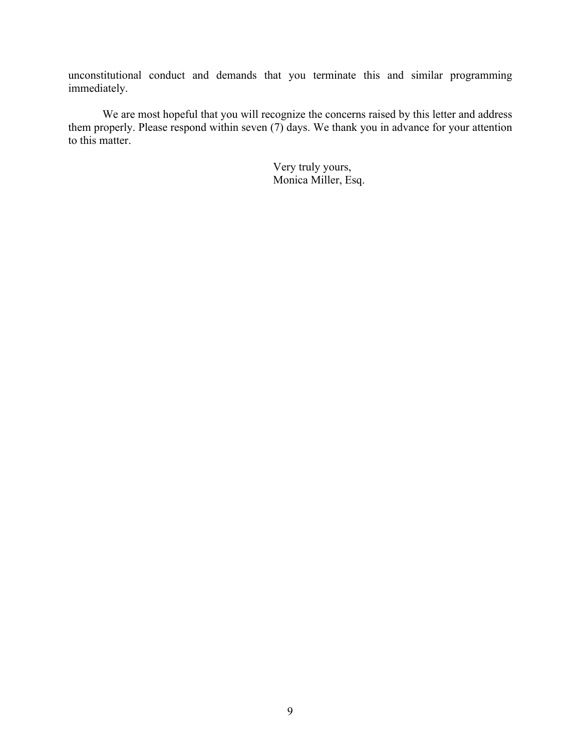unconstitutional conduct and demands that you terminate this and similar programming immediately.

We are most hopeful that you will recognize the concerns raised by this letter and address them properly. Please respond within seven (7) days. We thank you in advance for your attention to this matter.

Very truly yours,  
Monica Miller, Esq.